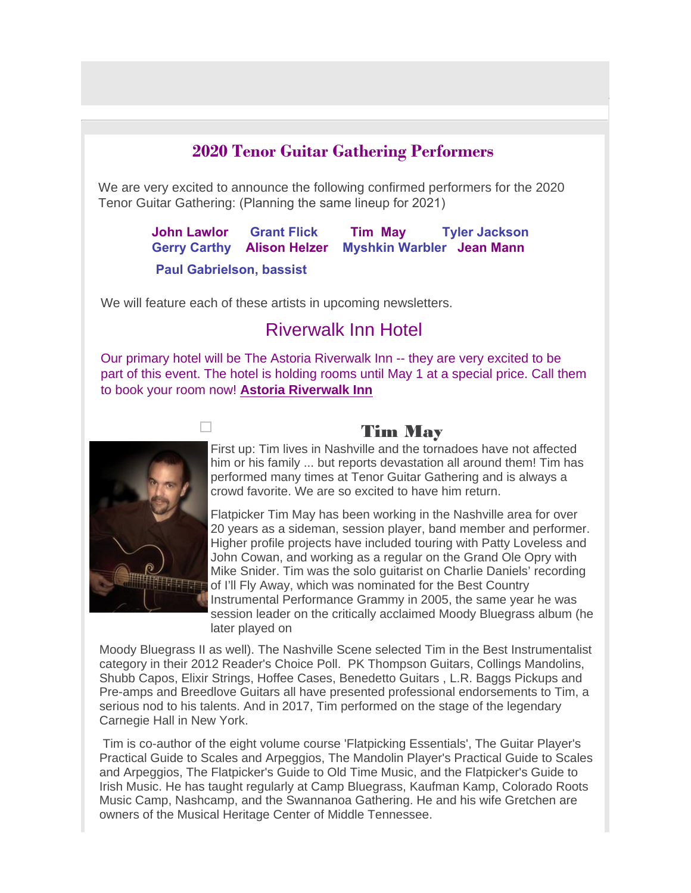## 2020 Tenor Guitar Gathering Performers

We are very excited to announce the following confirmed performers for the 2020 Tenor Guitar Gathering: (Planning the same lineup for 2021)

**John Lawlor** **Grant Flick** **Tim May** **Tyler Jackson**
**Gerry Carthy** **Alison Helzer** **Myshkin Warbler** **Jean Mann**

**Paul Gabrielson, bassist**

We will feature each of these artists in upcoming newsletters.

## Riverwalk Inn Hotel

Our primary hotel will be The Astoria Riverwalk Inn -- they are very excited to be part of this event. The hotel is holding rooms until May 1 at a special price. Call them to book your room now! **Astoria Riverwalk Inn**

## Tim May

First up: Tim lives in Nashville and the tornadoes have not affected him or his family ... but reports devastation all around them! Tim has performed many times at Tenor Guitar Gathering and is always a crowd favorite. We are so excited to have him return.

Flatpicker Tim May has been working in the Nashville area for over 20 years as a sideman, session player, band member and performer. Higher profile projects have included touring with Patty Loveless and John Cowan, and working as a regular on the Grand Ole Opry with Mike Snider. Tim was the solo guitarist on Charlie Daniels' recording of I'll Fly Away, which was nominated for the Best Country Instrumental Performance Grammy in 2005, the same year he was session leader on the critically acclaimed Moody Bluegrass album (he later played on Moody Bluegrass II as well). The Nashville Scene selected Tim in the Best Instrumentalist category in their 2012 Reader's Choice Poll. PK Thompson Guitars, Collings Mandolins, Shubb Capos, Elixir Strings, Hoffee Cases, Benedetto Guitars , L.R. Baggs Pickups and Pre-amps and Breedlove Guitars all have presented professional endorsements to Tim, a serious nod to his talents. And in 2017, Tim performed on the stage of the legendary Carnegie Hall in New York.

Tim is co-author of the eight volume course 'Flatpicking Essentials', The Guitar Player's Practical Guide to Scales and Arpeggios, The Mandolin Player's Practical Guide to Scales and Arpeggios, The Flatpicker's Guide to Old Time Music, and the Flatpicker's Guide to Irish Music. He has taught regularly at Camp Bluegrass, Kaufman Kamp, Colorado Roots Music Camp, Nashcamp, and the Swannanoa Gathering. He and his wife Gretchen are owners of the Musical Heritage Center of Middle Tennessee.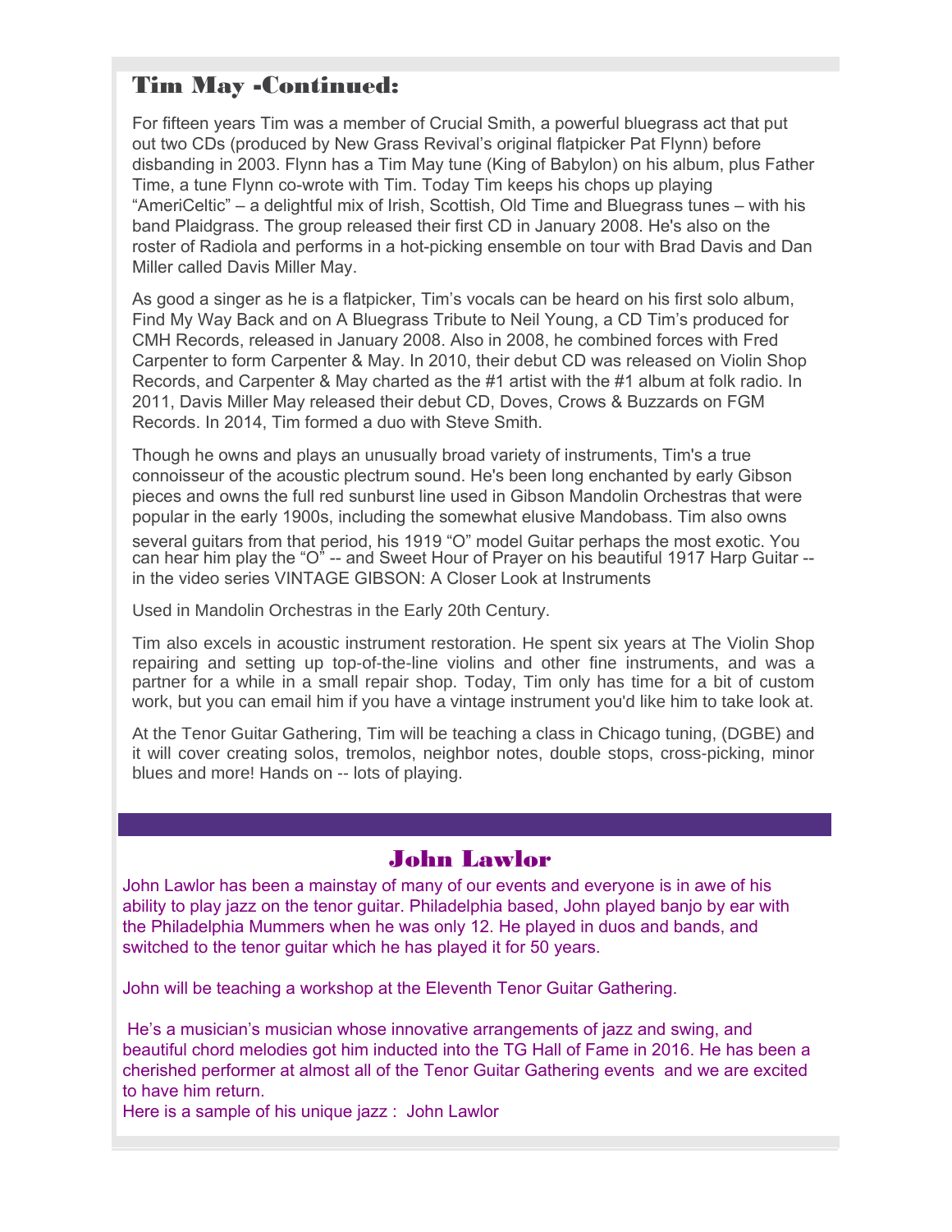## Tim May -Continued:

For fifteen years Tim was a member of Crucial Smith, a powerful bluegrass act that put out two CDs (produced by New Grass Revival's original flatpicker Pat Flynn) before disbanding in 2003. Flynn has a Tim May tune (King of Babylon) on his album, plus Father Time, a tune Flynn co-wrote with Tim. Today Tim keeps his chops up playing "AmeriCeltic" – a delightful mix of Irish, Scottish, Old Time and Bluegrass tunes – with his band Plaidgrass. The group released their first CD in January 2008. He's also on the roster of Radiola and performs in a hot-picking ensemble on tour with Brad Davis and Dan Miller called Davis Miller May.

As good a singer as he is a flatpicker, Tim's vocals can be heard on his first solo album, Find My Way Back and on A Bluegrass Tribute to Neil Young, a CD Tim's produced for CMH Records, released in January 2008. Also in 2008, he combined forces with Fred Carpenter to form Carpenter & May. In 2010, their debut CD was released on Violin Shop Records, and Carpenter & May charted as the #1 artist with the #1 album at folk radio. In 2011, Davis Miller May released their debut CD, Doves, Crows & Buzzards on FGM Records. In 2014, Tim formed a duo with Steve Smith.

Though he owns and plays an unusually broad variety of instruments, Tim's a true connoisseur of the acoustic plectrum sound. He's been long enchanted by early Gibson pieces and owns the full red sunburst line used in Gibson Mandolin Orchestras that were popular in the early 1900s, including the somewhat elusive Mandobass. Tim also owns several guitars from that period, his 1919 "O" model Guitar perhaps the most exotic. You can hear him play the "O" -- and Sweet Hour of Prayer on his beautiful 1917 Harp Guitar -- in the video series VINTAGE GIBSON: A Closer Look at Instruments

Used in Mandolin Orchestras in the Early 20th Century.

Tim also excels in acoustic instrument restoration. He spent six years at The Violin Shop repairing and setting up top-of-the-line violins and other fine instruments, and was a partner for a while in a small repair shop. Today, Tim only has time for a bit of custom work, but you can email him if you have a vintage instrument you'd like him to take look at.

At the Tenor Guitar Gathering, Tim will be teaching a class in Chicago tuning, (DGBE) and it will cover creating solos, tremolos, neighbor notes, double stops, cross-picking, minor blues and more! Hands on -- lots of playing.

## John Lawlor

John Lawlor has been a mainstay of many of our events and everyone is in awe of his ability to play jazz on the tenor guitar. Philadelphia based, John played banjo by ear with the Philadelphia Mummers when he was only 12. He played in duos and bands, and switched to the tenor guitar which he has played it for 50 years.

John will be teaching a workshop at the Eleventh Tenor Guitar Gathering.

He's a musician's musician whose innovative arrangements of jazz and swing, and beautiful chord melodies got him inducted into the TG Hall of Fame in 2016. He has been a cherished performer at almost all of the Tenor Guitar Gathering events and we are excited to have him return.

Here is a sample of his unique jazz : John Lawlor